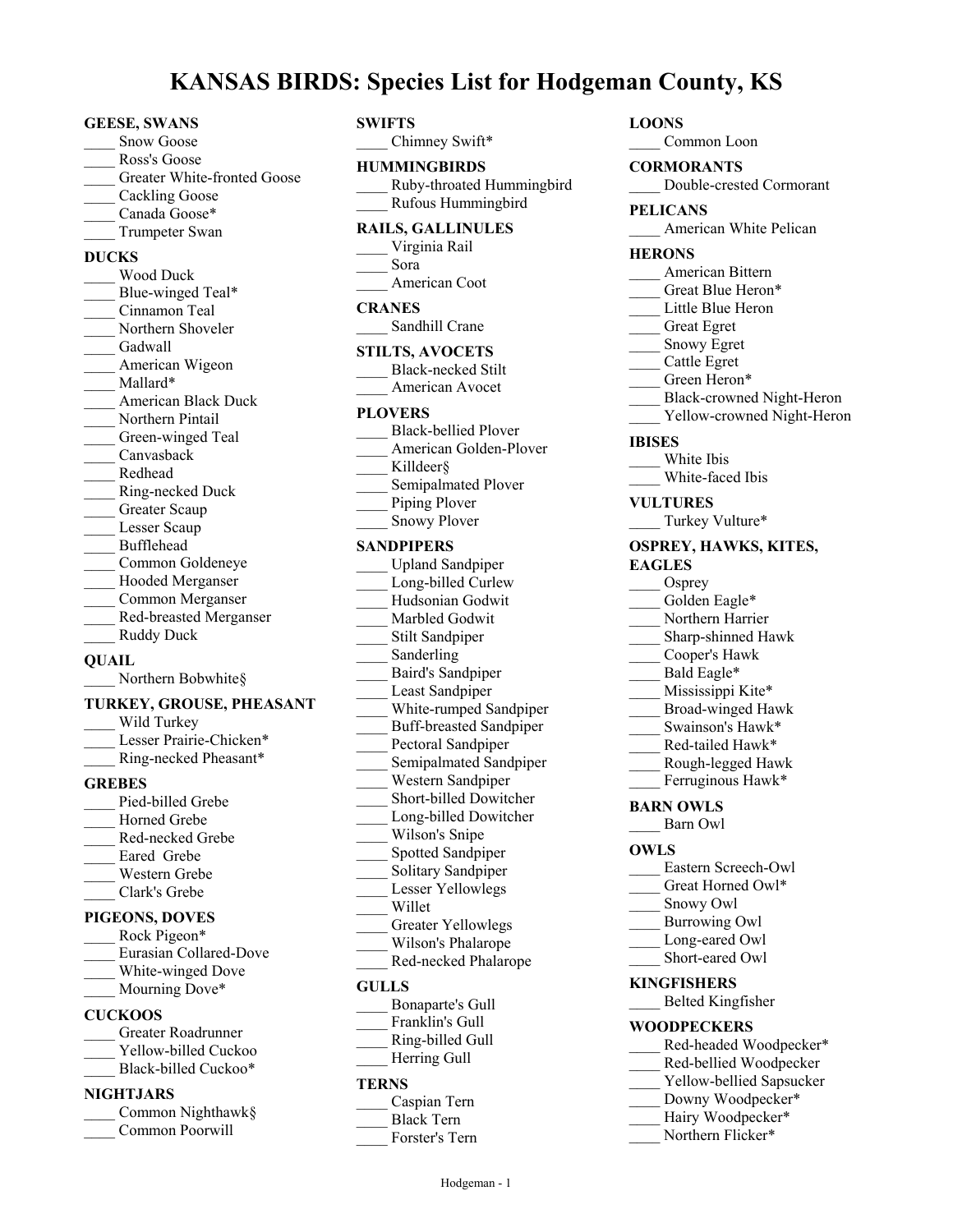# KANSAS BIRDS: Species List for Hodgeman County, KS

**GEESE, SWANS**

____ Snow Goose
____ Ross's Goose
____ Greater White-fronted Goose
____ Cackling Goose
____ Canada Goose*
____ Trumpeter Swan

**DUCKS**

____ Wood Duck
____ Blue-winged Teal*
____ Cinnamon Teal
____ Northern Shoveler
____ Gadwall
____ American Wigeon
____ Mallard*
____ American Black Duck
____ Northern Pintail
____ Green-winged Teal
____ Canvasback
____ Redhead
____ Ring-necked Duck
____ Greater Scaup
____ Lesser Scaup
____ Bufflehead
____ Common Goldeneye
____ Hooded Merganser
____ Common Merganser
____ Red-breasted Merganser
____ Ruddy Duck

**QUAIL**

____ Northern Bobwhite§

**TURKEY, GROUSE, PHEASANT**

____ Wild Turkey
____ Lesser Prairie-Chicken*
____ Ring-necked Pheasant*

**GREBES**

____ Pied-billed Grebe
____ Horned Grebe
____ Red-necked Grebe
____ Eared Grebe
____ Western Grebe
____ Clark's Grebe

**PIGEONS, DOVES**

____ Rock Pigeon*
____ Eurasian Collared-Dove
____ White-winged Dove
____ Mourning Dove*

**CUCKOOS**

____ Greater Roadrunner
____ Yellow-billed Cuckoo
____ Black-billed Cuckoo*

**NIGHTJARS**

____ Common Nighthawk§
____ Common Poorwill

**SWIFTS**

____ Chimney Swift*

**HUMMINGBIRDS**

____ Ruby-throated Hummingbird
____ Rufous Hummingbird

**RAILS, GALLINULES**

____ Virginia Rail
____ Sora
____ American Coot

**CRANES**

____ Sandhill Crane

**STILTS, AVOCETS**

____ Black-necked Stilt
____ American Avocet

**PLOVERS**

____ Black-bellied Plover
____ American Golden-Plover
____ Killdeer§
____ Semipalmated Plover
____ Piping Plover
____ Snowy Plover

**SANDPIPERS**

____ Upland Sandpiper
____ Long-billed Curlew
____ Hudsonian Godwit
____ Marbled Godwit
____ Stilt Sandpiper
____ Sanderling
____ Baird's Sandpiper
____ Least Sandpiper
____ White-rumped Sandpiper
____ Buff-breasted Sandpiper
____ Pectoral Sandpiper
____ Semipalmated Sandpiper
____ Western Sandpiper
____ Short-billed Dowitcher
____ Long-billed Dowitcher
____ Wilson's Snipe
____ Spotted Sandpiper
____ Solitary Sandpiper
____ Lesser Yellowlegs
____ Willet
____ Greater Yellowlegs
____ Wilson's Phalarope
____ Red-necked Phalarope

**GULLS**

____ Bonaparte's Gull
____ Franklin's Gull
____ Ring-billed Gull
____ Herring Gull

**TERNS**

____ Caspian Tern
____ Black Tern
____ Forster's Tern

**LOONS**

____ Common Loon

**CORMORANTS**

____ Double-crested Cormorant

**PELICANS**

____ American White Pelican

**HERONS**

____ American Bittern
____ Great Blue Heron*
____ Little Blue Heron
____ Great Egret
____ Snowy Egret
____ Cattle Egret
____ Green Heron*
____ Black-crowned Night-Heron
____ Yellow-crowned Night-Heron

**IBISES**

____ White Ibis
____ White-faced Ibis

**VULTURES**

____ Turkey Vulture*

**OSPREY, HAWKS, KITES, EAGLES**

____ Osprey
____ Golden Eagle*
____ Northern Harrier
____ Sharp-shinned Hawk
____ Cooper's Hawk
____ Bald Eagle*
____ Mississippi Kite*
____ Broad-winged Hawk
____ Swainson's Hawk*
____ Red-tailed Hawk*
____ Rough-legged Hawk
____ Ferruginous Hawk*

**BARN OWLS**

____ Barn Owl

**OWLS**

____ Eastern Screech-Owl
____ Great Horned Owl*
____ Snowy Owl
____ Burrowing Owl
____ Long-eared Owl
____ Short-eared Owl

**KINGFISHERS**

____ Belted Kingfisher

**WOODPECKERS**

____ Red-headed Woodpecker*
____ Red-bellied Woodpecker
____ Yellow-bellied Sapsucker
____ Downy Woodpecker*
____ Hairy Woodpecker*
____ Northern Flicker*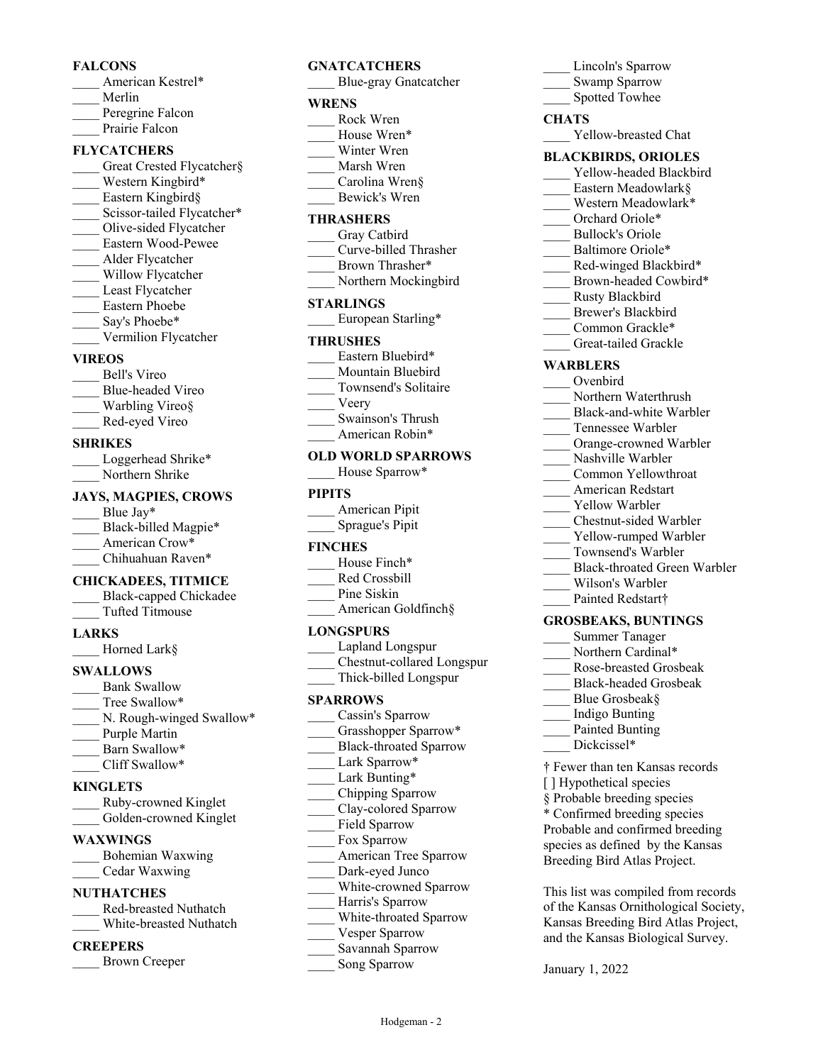**FALCONS**

- ____ American Kestrel*
- ____ Merlin
- ____ Peregrine Falcon
- ____ Prairie Falcon

**FLYCATCHERS**

- ____ Great Crested Flycatcher§
- ____ Western Kingbird*
- ____ Eastern Kingbird§
- ____ Scissor-tailed Flycatcher*
- ____ Olive-sided Flycatcher
- ____ Eastern Wood-Pewee
- ____ Alder Flycatcher
- ____ Willow Flycatcher
- ____ Least Flycatcher
- ____ Eastern Phoebe
- ____ Say's Phoebe*
- ____ Vermilion Flycatcher

**VIREOS**

- ____ Bell's Vireo
- ____ Blue-headed Vireo
- ____ Warbling Vireo§
- ____ Red-eyed Vireo

**SHRIKES**

- ____ Loggerhead Shrike*
- ____ Northern Shrike

**JAYS, MAGPIES, CROWS**

- ____ Blue Jay*
- ____ Black-billed Magpie*
- ____ American Crow*
- ____ Chihuahuan Raven*

**CHICKADEES, TITMICE**

- ____ Black-capped Chickadee
- ____ Tufted Titmouse

**LARKS**

- ____ Horned Lark§

**SWALLOWS**

- ____ Bank Swallow
- ____ Tree Swallow*
- ____ N. Rough-winged Swallow*
- ____ Purple Martin
- ____ Barn Swallow*
- ____ Cliff Swallow*

**KINGLETS**

- ____ Ruby-crowned Kinglet
- ____ Golden-crowned Kinglet

**WAXWINGS**

- ____ Bohemian Waxwing
- ____ Cedar Waxwing

**NUTHATCHES**

- ____ Red-breasted Nuthatch
- ____ White-breasted Nuthatch

**CREEPERS**

- ____ Brown Creeper

**GNATCATCHERS**

- ____ Blue-gray Gnatcatcher

**WRENS**

- ____ Rock Wren
- ____ House Wren*
- ____ Winter Wren
- ____ Marsh Wren
- ____ Carolina Wren§
- ____ Bewick's Wren

**THRASHERS**

- ____ Gray Catbird
- ____ Curve-billed Thrasher
- ____ Brown Thrasher*
- ____ Northern Mockingbird

**STARLINGS**

- ____ European Starling*

**THRUSHES**

- ____ Eastern Bluebird*
- ____ Mountain Bluebird
- ____ Townsend's Solitaire
- ____ Veery
- ____ Swainson's Thrush
- ____ American Robin*

**OLD WORLD SPARROWS**

- ____ House Sparrow*

**PIPITS**

- ____ American Pipit
- ____ Sprague's Pipit

**FINCHES**

- ____ House Finch*
- ____ Red Crossbill
- ____ Pine Siskin
- ____ American Goldfinch§

**LONGSPURS**

- ____ Lapland Longspur
- ____ Chestnut-collared Longspur
- ____ Thick-billed Longspur

**SPARROWS**

- ____ Cassin's Sparrow
- ____ Grasshopper Sparrow*
- ____ Black-throated Sparrow
- ____ Lark Sparrow*
- ____ Lark Bunting*
- ____ Chipping Sparrow
- ____ Clay-colored Sparrow
- ____ Field Sparrow
- ____ Fox Sparrow
- ____ American Tree Sparrow
- ____ Dark-eyed Junco
- ____ White-crowned Sparrow
- ____ Harris's Sparrow
- ____ White-throated Sparrow
- ____ Vesper Sparrow
- ____ Savannah Sparrow
- ____ Song Sparrow
- ____ Lincoln's Sparrow
- ____ Swamp Sparrow
- ____ Spotted Towhee

**CHATS**

- ____ Yellow-breasted Chat

**BLACKBIRDS, ORIOLES**

- ____ Yellow-headed Blackbird
- ____ Eastern Meadowlark§
- ____ Western Meadowlark*
- ____ Orchard Oriole*
- ____ Bullock's Oriole
- ____ Baltimore Oriole*
- ____ Red-winged Blackbird*
- ____ Brown-headed Cowbird*
- ____ Rusty Blackbird
- ____ Brewer's Blackbird
- ____ Common Grackle*
- ____ Great-tailed Grackle

**WARBLERS**

- ____ Ovenbird
- ____ Northern Waterthrush
- ____ Black-and-white Warbler
- ____ Tennessee Warbler
- ____ Orange-crowned Warbler
- ____ Nashville Warbler
- ____ Common Yellowthroat
- ____ American Redstart
- ____ Yellow Warbler
- ____ Chestnut-sided Warbler
- ____ Yellow-rumped Warbler
- ____ Townsend's Warbler
- ____ Black-throated Green Warbler
- ____ Wilson's Warbler
- ____ Painted Redstart†

**GROSBEAKS, BUNTINGS**

- ____ Summer Tanager
- ____ Northern Cardinal*
- ____ Rose-breasted Grosbeak
- ____ Black-headed Grosbeak
- ____ Blue Grosbeak§
- ____ Indigo Bunting
- ____ Painted Bunting
- ____ Dickcissel*

† Fewer than ten Kansas records
[ ] Hypothetical species
§ Probable breeding species
* Confirmed breeding species
Probable and confirmed breeding species as defined by the Kansas Breeding Bird Atlas Project.

This list was compiled from records of the Kansas Ornithological Society, Kansas Breeding Bird Atlas Project, and the Kansas Biological Survey.

January 1, 2022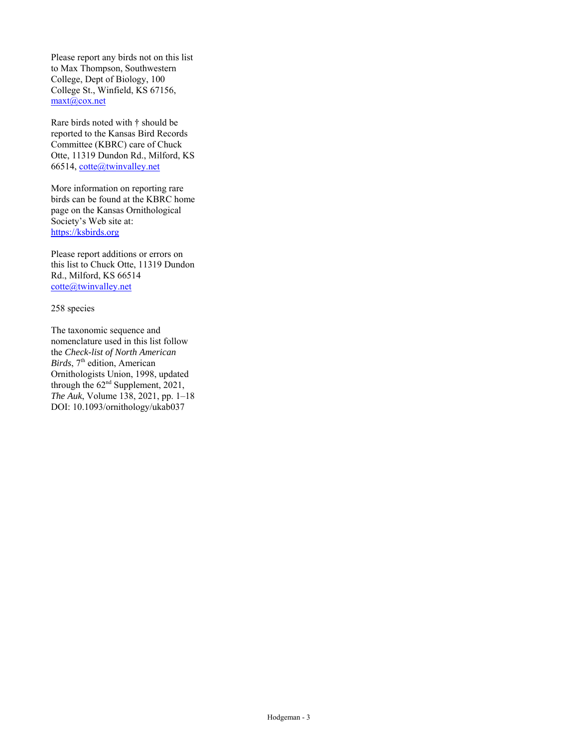Please report any birds not on this list to Max Thompson, Southwestern College, Dept of Biology, 100 College St., Winfield, KS 67156, maxt@cox.net

Rare birds noted with † should be reported to the Kansas Bird Records Committee (KBRC) care of Chuck Otte, 11319 Dundon Rd., Milford, KS 66514, cotte@twinvalley.net

More information on reporting rare birds can be found at the KBRC home page on the Kansas Ornithological Society's Web site at: https://ksbirds.org

Please report additions or errors on this list to Chuck Otte, 11319 Dundon Rd., Milford, KS 66514 cotte@twinvalley.net

258 species

The taxonomic sequence and nomenclature used in this list follow the *Check-list of North American Birds*, 7th edition, American Ornithologists Union, 1998, updated through the 62nd Supplement, 2021, *The Auk*, Volume 138, 2021, pp. 1–18 DOI: 10.1093/ornithology/ukab037